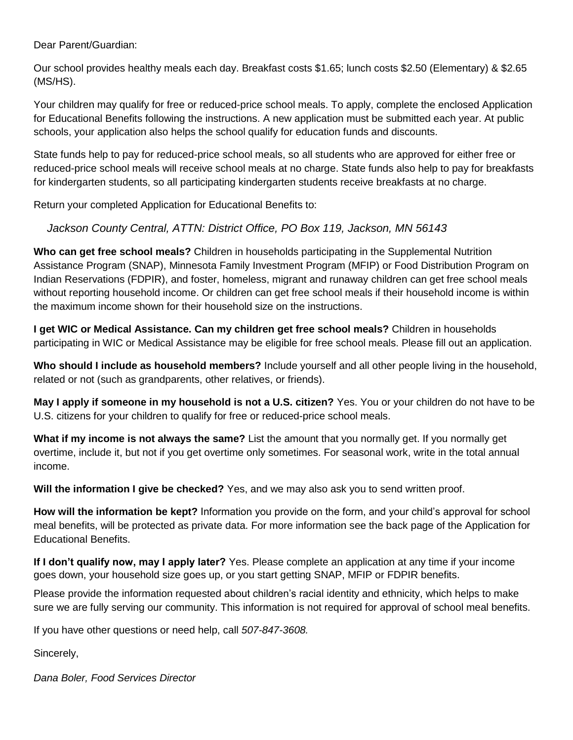Dear Parent/Guardian:

Our school provides healthy meals each day. Breakfast costs $1.65; lunch costs $2.50 (Elementary) & $2.65 (MS/HS).

Your children may qualify for free or reduced-price school meals. To apply, complete the enclosed Application for Educational Benefits following the instructions. A new application must be submitted each year. At public schools, your application also helps the school qualify for education funds and discounts.

State funds help to pay for reduced-price school meals, so all students who are approved for either free or reduced-price school meals will receive school meals at no charge. State funds also help to pay for breakfasts for kindergarten students, so all participating kindergarten students receive breakfasts at no charge.

Return your completed Application for Educational Benefits to:

*Jackson County Central, ATTN: District Office, PO Box 119, Jackson, MN 56143*

**Who can get free school meals?** Children in households participating in the Supplemental Nutrition Assistance Program (SNAP), Minnesota Family Investment Program (MFIP) or Food Distribution Program on Indian Reservations (FDPIR), and foster, homeless, migrant and runaway children can get free school meals without reporting household income. Or children can get free school meals if their household income is within the maximum income shown for their household size on the instructions.

**I get WIC or Medical Assistance. Can my children get free school meals?** Children in households participating in WIC or Medical Assistance may be eligible for free school meals. Please fill out an application.

**Who should I include as household members?** Include yourself and all other people living in the household, related or not (such as grandparents, other relatives, or friends).

**May I apply if someone in my household is not a U.S. citizen?** Yes. You or your children do not have to be U.S. citizens for your children to qualify for free or reduced-price school meals.

**What if my income is not always the same?** List the amount that you normally get. If you normally get overtime, include it, but not if you get overtime only sometimes. For seasonal work, write in the total annual income.

**Will the information I give be checked?** Yes, and we may also ask you to send written proof.

**How will the information be kept?** Information you provide on the form, and your child's approval for school meal benefits, will be protected as private data. For more information see the back page of the Application for Educational Benefits.

**If I don't qualify now, may I apply later?** Yes. Please complete an application at any time if your income goes down, your household size goes up, or you start getting SNAP, MFIP or FDPIR benefits.

Please provide the information requested about children's racial identity and ethnicity, which helps to make sure we are fully serving our community. This information is not required for approval of school meal benefits.

If you have other questions or need help, call *507-847-3608.*

Sincerely,

*Dana Boler, Food Services Director*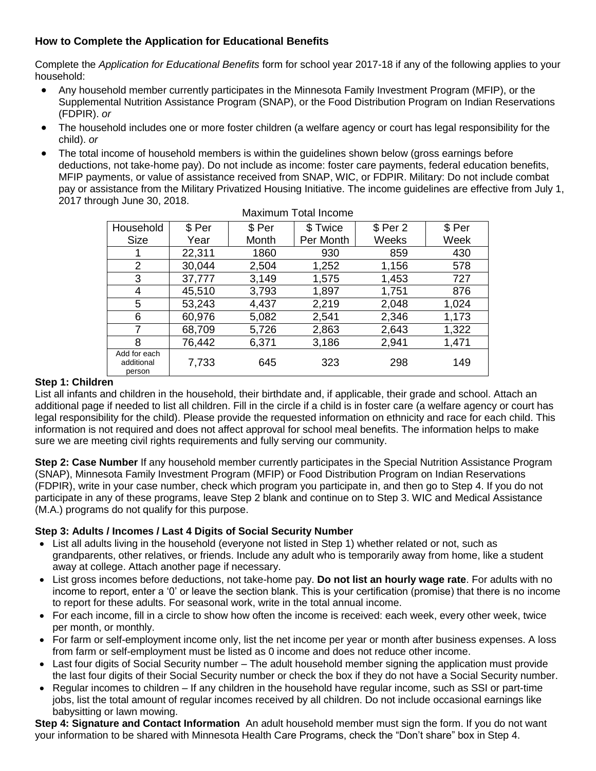## How to Complete the Application for Educational Benefits

Complete the *Application for Educational Benefits* form for school year 2017-18 if any of the following applies to your household:

- Any household member currently participates in the Minnesota Family Investment Program (MFIP), or the Supplemental Nutrition Assistance Program (SNAP), or the Food Distribution Program on Indian Reservations (FDPIR). *or*
- The household includes one or more foster children (a welfare agency or court has legal responsibility for the child). *or*
- The total income of household members is within the guidelines shown below (gross earnings before deductions, not take-home pay). Do not include as income: foster care payments, federal education benefits, MFIP payments, or value of assistance received from SNAP, WIC, or FDPIR. Military: Do not include combat pay or assistance from the Military Privatized Housing Initiative. The income guidelines are effective from July 1, 2017 through June 30, 2018.

Maximum Total Income

| Household Size | $ Per Year | $ Per Month | $ Twice Per Month | $ Per 2 Weeks | $ Per Week |
|---|---|---|---|---|---|
| 1 | 22,311 | 1860 | 930 | 859 | 430 |
| 2 | 30,044 | 2,504 | 1,252 | 1,156 | 578 |
| 3 | 37,777 | 3,149 | 1,575 | 1,453 | 727 |
| 4 | 45,510 | 3,793 | 1,897 | 1,751 | 876 |
| 5 | 53,243 | 4,437 | 2,219 | 2,048 | 1,024 |
| 6 | 60,976 | 5,082 | 2,541 | 2,346 | 1,173 |
| 7 | 68,709 | 5,726 | 2,863 | 2,643 | 1,322 |
| 8 | 76,442 | 6,371 | 3,186 | 2,941 | 1,471 |
| Add for each additional person | 7,733 | 645 | 323 | 298 | 149 |

**Step 1: Children**
List all infants and children in the household, their birthdate and, if applicable, their grade and school. Attach an additional page if needed to list all children. Fill in the circle if a child is in foster care (a welfare agency or court has legal responsibility for the child). Please provide the requested information on ethnicity and race for each child. This information is not required and does not affect approval for school meal benefits. The information helps to make sure we are meeting civil rights requirements and fully serving our community.

**Step 2: Case Number** If any household member currently participates in the Special Nutrition Assistance Program (SNAP), Minnesota Family Investment Program (MFIP) or Food Distribution Program on Indian Reservations (FDPIR), write in your case number, check which program you participate in, and then go to Step 4. If you do not participate in any of these programs, leave Step 2 blank and continue on to Step 3. WIC and Medical Assistance (M.A.) programs do not qualify for this purpose.

**Step 3: Adults / Incomes / Last 4 Digits of Social Security Number**

- List all adults living in the household (everyone not listed in Step 1) whether related or not, such as grandparents, other relatives, or friends. Include any adult who is temporarily away from home, like a student away at college. Attach another page if necessary.
- List gross incomes before deductions, not take-home pay. **Do not list an hourly wage rate**. For adults with no income to report, enter a '0' or leave the section blank. This is your certification (promise) that there is no income to report for these adults. For seasonal work, write in the total annual income.
- For each income, fill in a circle to show how often the income is received: each week, every other week, twice per month, or monthly.
- For farm or self-employment income only, list the net income per year or month after business expenses. A loss from farm or self-employment must be listed as 0 income and does not reduce other income.
- Last four digits of Social Security number – The adult household member signing the application must provide the last four digits of their Social Security number or check the box if they do not have a Social Security number.
- Regular incomes to children – If any children in the household have regular income, such as SSI or part-time jobs, list the total amount of regular incomes received by all children. Do not include occasional earnings like babysitting or lawn mowing.

**Step 4: Signature and Contact Information** An adult household member must sign the form. If you do not want your information to be shared with Minnesota Health Care Programs, check the "Don't share" box in Step 4.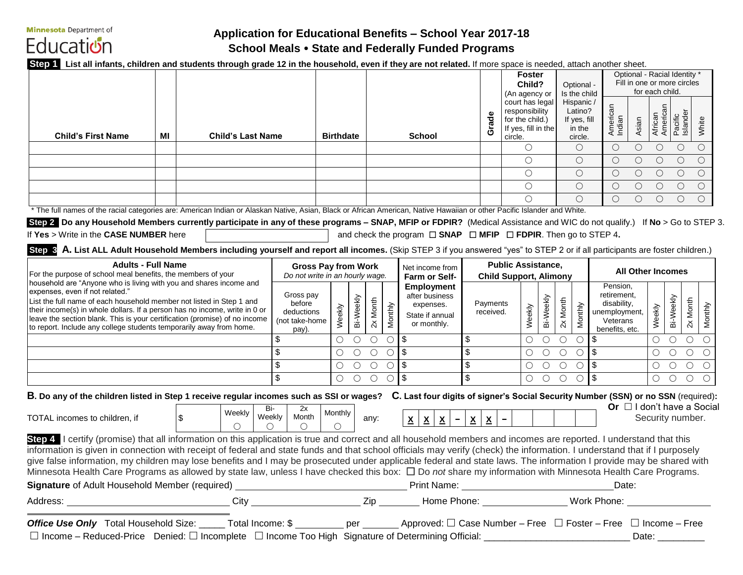Minnesota Department of Education

# Application for Educational Benefits – School Year 2017-18

## School Meals • State and Federally Funded Programs

**Step 1** **List all infants, children and students through grade 12 in the household, even if they are not related.** If more space is needed, attach another sheet.

| Child's First Name | MI | Child's Last Name | Birthdate | School | Grade | Foster Child? (An agency or court has legal responsibility for the child.) If yes, fill in the circle. | Optional - Is the child Hispanic / Latino? If yes, fill in the circle. | Optional - Racial Identity * Fill in one or more circles for each child. | | | | |
|---|---|---|---|---|---|---|---|---|---|---|---|---|
| | | | | | | | | American Indian | Asian | African American | Pacific Islander | White |
| | | | | | | ○ | ○ | ○ | ○ | ○ | ○ | ○ |
| | | | | | | ○ | ○ | ○ | ○ | ○ | ○ | ○ |
| | | | | | | ○ | ○ | ○ | ○ | ○ | ○ | ○ |
| | | | | | | ○ | ○ | ○ | ○ | ○ | ○ | ○ |
| | | | | | | ○ | ○ | ○ | ○ | ○ | ○ | ○ |

* The full names of the racial categories are: American Indian or Alaskan Native, Asian, Black or African American, Native Hawaiian or other Pacific Islander and White.

**Step 2** **Do any Household Members currently participate in any of these programs – SNAP, MFIP or FDPIR?** (Medical Assistance and WIC do not qualify.) If **No** > Go to STEP 3.
If **Yes** > Write in the **CASE NUMBER** here \_\_\_\_\_\_\_\_\_\_\_\_ and check the program ☐ **SNAP** ☐ **MFIP** ☐ **FDPIR**. Then go to STEP 4**.**

**Step 3** **A. List ALL Adult Household Members including yourself and report all incomes.** (Skip STEP 3 if you answered "yes" to STEP 2 or if all participants are foster children.)

| **Adults - Full Name** For the purpose of school meal benefits, the members of your household are "Anyone who is living with you and shares income and expenses, even if not related." List the full name of each household member not listed in Step 1 and their income(s) in whole dollars. If a person has no income, write in 0 or leave the section blank. This is your certification (promise) of no income to report. Include any college students temporarily away from home. | **Gross Pay from Work** *Do not write in an hourly wage.* | | | | | Net income from **Farm or Self-Employment** after business expenses. State if annual or monthly. | **Public Assistance, Child Support, Alimony** | | | | | **All Other Incomes** | | | | |
|---|---|---|---|---|---|---|---|---|---|---|---|---|---|---|---|---|
| | Gross pay before deductions (not take-home pay). | Weekly | Bi-Weekly | 2x Month | Monthly | | Payments received. | Weekly | Bi-Weekly | 2x Month | Monthly | Pension, retirement, disability, unemployment, Veterans benefits, etc. | Weekly | Bi-Weekly | 2x Month | Monthly |
| | $ | ○ | ○ | ○ | ○ | $ | $ | ○ | ○ | ○ | ○ | $ | ○ | ○ | ○ | ○ |
| | $ | ○ | ○ | ○ | ○ | $ | $ | ○ | ○ | ○ | ○ | $ | ○ | ○ | ○ | ○ |
| | $ | ○ | ○ | ○ | ○ | $ | $ | ○ | ○ | ○ | ○ | $ | ○ | ○ | ○ | ○ |
| | $ | ○ | ○ | ○ | ○ | $ | $ | ○ | ○ | ○ | ○ | $ | ○ | ○ | ○ | ○ |

**B. Do any of the children listed in Step 1 receive regular incomes such as SSI or wages?**

| TOTAL incomes to children, if any: | $ | Weekly ○ | Bi-Weekly ○ | 2x Month ○ | Monthly ○ |
|---|---|---|---|---|---|

**C. Last four digits of signer's Social Security Number (SSN) or no SSN** (required)**:**

x x x – x x – \_ \_ \_ \_

**Or** ☐ I don't have a Social Security number.

**Step 4** I certify (promise) that all information on this application is true and correct and all household members and incomes are reported. I understand that this information is given in connection with receipt of federal and state funds and that school officials may verify (check) the information. I understand that if I purposely give false information, my children may lose benefits and I may be prosecuted under applicable federal and state laws. The information I provide may be shared with Minnesota Health Care Programs as allowed by state law, unless I have checked this box: ☐ Do *not* share my information with Minnesota Health Care Programs.

**Signature** of Adult Household Member (required) \_\_\_\_\_\_\_\_\_\_\_\_ Print Name: \_\_\_\_\_\_\_\_\_\_\_\_ Date:

Address: \_\_\_\_\_\_\_\_\_\_\_\_ City \_\_\_\_\_\_\_\_\_\_\_\_ Zip \_\_\_\_\_\_ Home Phone: \_\_\_\_\_\_\_\_\_\_\_\_ Work Phone: \_\_\_\_\_\_\_\_\_\_\_\_

***Office Use Only*** Total Household Size: \_\_\_\_\_ Total Income: $ \_\_\_\_\_\_\_\_\_ per \_\_\_\_\_\_\_ Approved: ☐ Case Number – Free ☐ Foster – Free ☐ Income – Free ☐ Income – Reduced-Price Denied: ☐ Incomplete ☐ Income Too High Signature of Determining Official: \_\_\_\_\_\_\_\_\_\_\_\_\_\_\_\_\_\_\_\_\_\_\_\_\_\_\_ Date: \_\_\_\_\_\_\_\_\_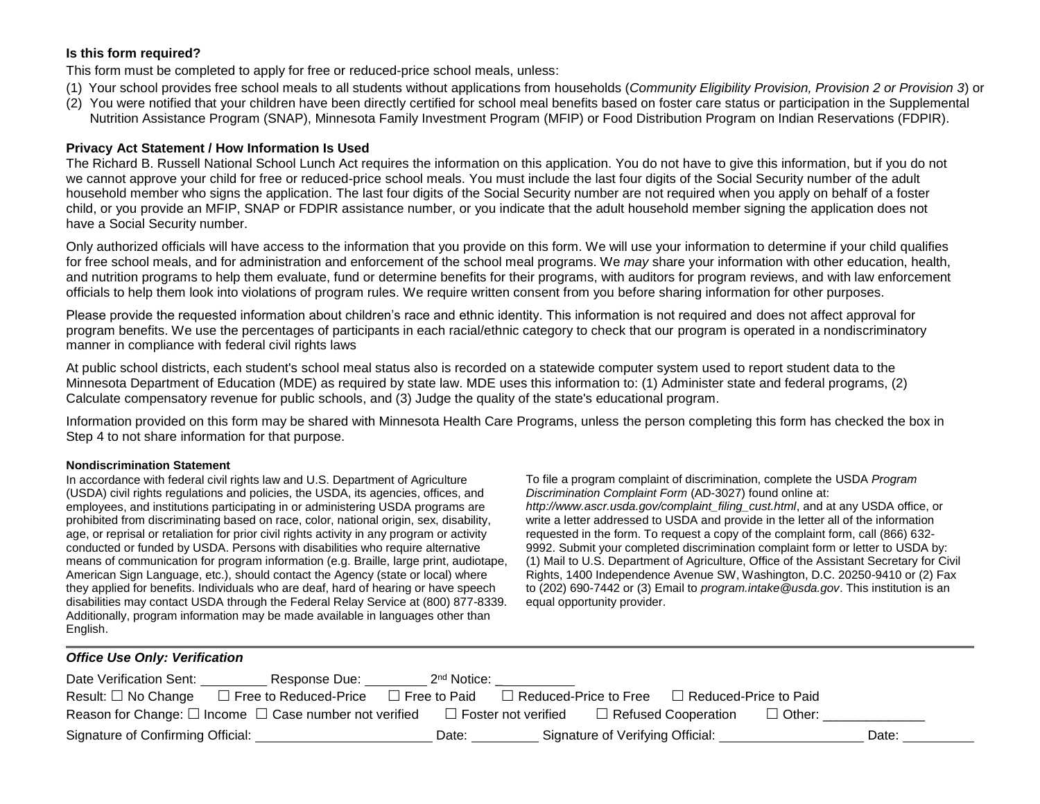**Is this form required?**

This form must be completed to apply for free or reduced-price school meals, unless:

(1) Your school provides free school meals to all students without applications from households (*Community Eligibility Provision, Provision 2 or Provision 3*) or

(2) You were notified that your children have been directly certified for school meal benefits based on foster care status or participation in the Supplemental Nutrition Assistance Program (SNAP), Minnesota Family Investment Program (MFIP) or Food Distribution Program on Indian Reservations (FDPIR).

**Privacy Act Statement / How Information Is Used**

The Richard B. Russell National School Lunch Act requires the information on this application. You do not have to give this information, but if you do not we cannot approve your child for free or reduced-price school meals. You must include the last four digits of the Social Security number of the adult household member who signs the application. The last four digits of the Social Security number are not required when you apply on behalf of a foster child, or you provide an MFIP, SNAP or FDPIR assistance number, or you indicate that the adult household member signing the application does not have a Social Security number.

Only authorized officials will have access to the information that you provide on this form. We will use your information to determine if your child qualifies for free school meals, and for administration and enforcement of the school meal programs. We *may* share your information with other education, health, and nutrition programs to help them evaluate, fund or determine benefits for their programs, with auditors for program reviews, and with law enforcement officials to help them look into violations of program rules. We require written consent from you before sharing information for other purposes.

Please provide the requested information about children's race and ethnic identity. This information is not required and does not affect approval for program benefits. We use the percentages of participants in each racial/ethnic category to check that our program is operated in a nondiscriminatory manner in compliance with federal civil rights laws

At public school districts, each student's school meal status also is recorded on a statewide computer system used to report student data to the Minnesota Department of Education (MDE) as required by state law. MDE uses this information to: (1) Administer state and federal programs, (2) Calculate compensatory revenue for public schools, and (3) Judge the quality of the state's educational program.

Information provided on this form may be shared with Minnesota Health Care Programs, unless the person completing this form has checked the box in Step 4 to not share information for that purpose.

**Nondiscrimination Statement**

In accordance with federal civil rights law and U.S. Department of Agriculture (USDA) civil rights regulations and policies, the USDA, its agencies, offices, and employees, and institutions participating in or administering USDA programs are prohibited from discriminating based on race, color, national origin, sex, disability, age, or reprisal or retaliation for prior civil rights activity in any program or activity conducted or funded by USDA. Persons with disabilities who require alternative means of communication for program information (e.g. Braille, large print, audiotape, American Sign Language, etc.), should contact the Agency (state or local) where they applied for benefits. Individuals who are deaf, hard of hearing or have speech disabilities may contact USDA through the Federal Relay Service at (800) 877-8339. Additionally, program information may be made available in languages other than English.

To file a program complaint of discrimination, complete the USDA *Program Discrimination Complaint Form* (AD-3027) found online at: *http://www.ascr.usda.gov/complaint_filing_cust.html*, and at any USDA office, or write a letter addressed to USDA and provide in the letter all of the information requested in the form. To request a copy of the complaint form, call (866) 632-9992. Submit your completed discrimination complaint form or letter to USDA by: (1) Mail to U.S. Department of Agriculture, Office of the Assistant Secretary for Civil Rights, 1400 Independence Avenue SW, Washington, D.C. 20250-9410 or (2) Fax to (202) 690-7442 or (3) Email to *program.intake@usda.gov*. This institution is an equal opportunity provider.

***Office Use Only: Verification***

Date Verification Sent: _________ Response Due: _________ 2nd Notice: __________

Result: ☐ No Change ☐ Free to Reduced-Price ☐ Free to Paid ☐ Reduced-Price to Free ☐ Reduced-Price to Paid

Reason for Change: ☐ Income ☐ Case number not verified ☐ Foster not verified ☐ Refused Cooperation ☐ Other: ______________

Signature of Confirming Official: ______________________ Date: _________ Signature of Verifying Official: ___________________ Date: _________